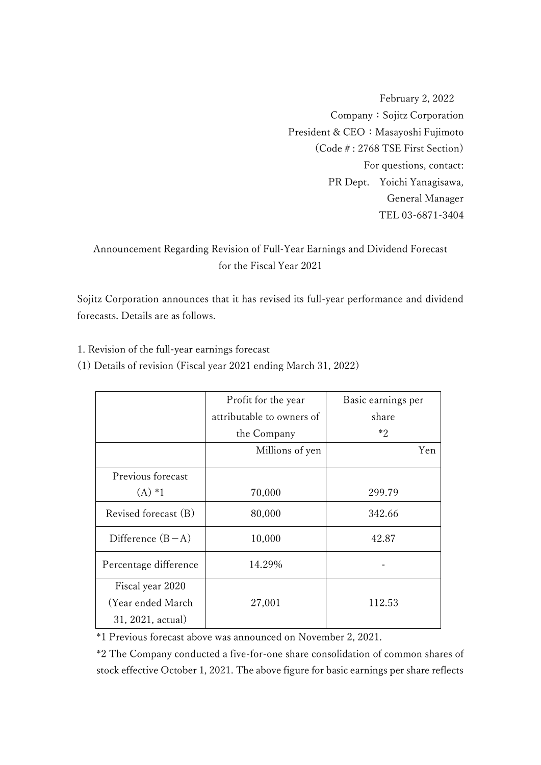February 2, 2022

Company：Sojitz Corporation

President & CEO：Masayoshi Fujimoto

(Code # : 2768 TSE First Section)

For questions, contact:

PR Dept.　Yoichi Yanagisawa,

General Manager

TEL 03-6871-3404

# Announcement Regarding Revision of Full-Year Earnings and Dividend Forecast for the Fiscal Year 2021

Sojitz Corporation announces that it has revised its full-year performance and dividend forecasts. Details are as follows.

1. Revision of the full-year earnings forecast

(1) Details of revision (Fiscal year 2021 ending March 31, 2022)

| | Profit for the year attributable to owners of the Company | Basic earnings per share *2 |
|---|---|---|
| | Millions of yen | Yen |
| Previous forecast (A) *1 | 70,000 | 299.79 |
| Revised forecast (B) | 80,000 | 342.66 |
| Difference (B－A) | 10,000 | 42.87 |
| Percentage difference | 14.29% | - |
| Fiscal year 2020 (Year ended March 31, 2021, actual) | 27,001 | 112.53 |

*1 Previous forecast above was announced on November 2, 2021.

*2 The Company conducted a five-for-one share consolidation of common shares of stock effective October 1, 2021. The above figure for basic earnings per share reflects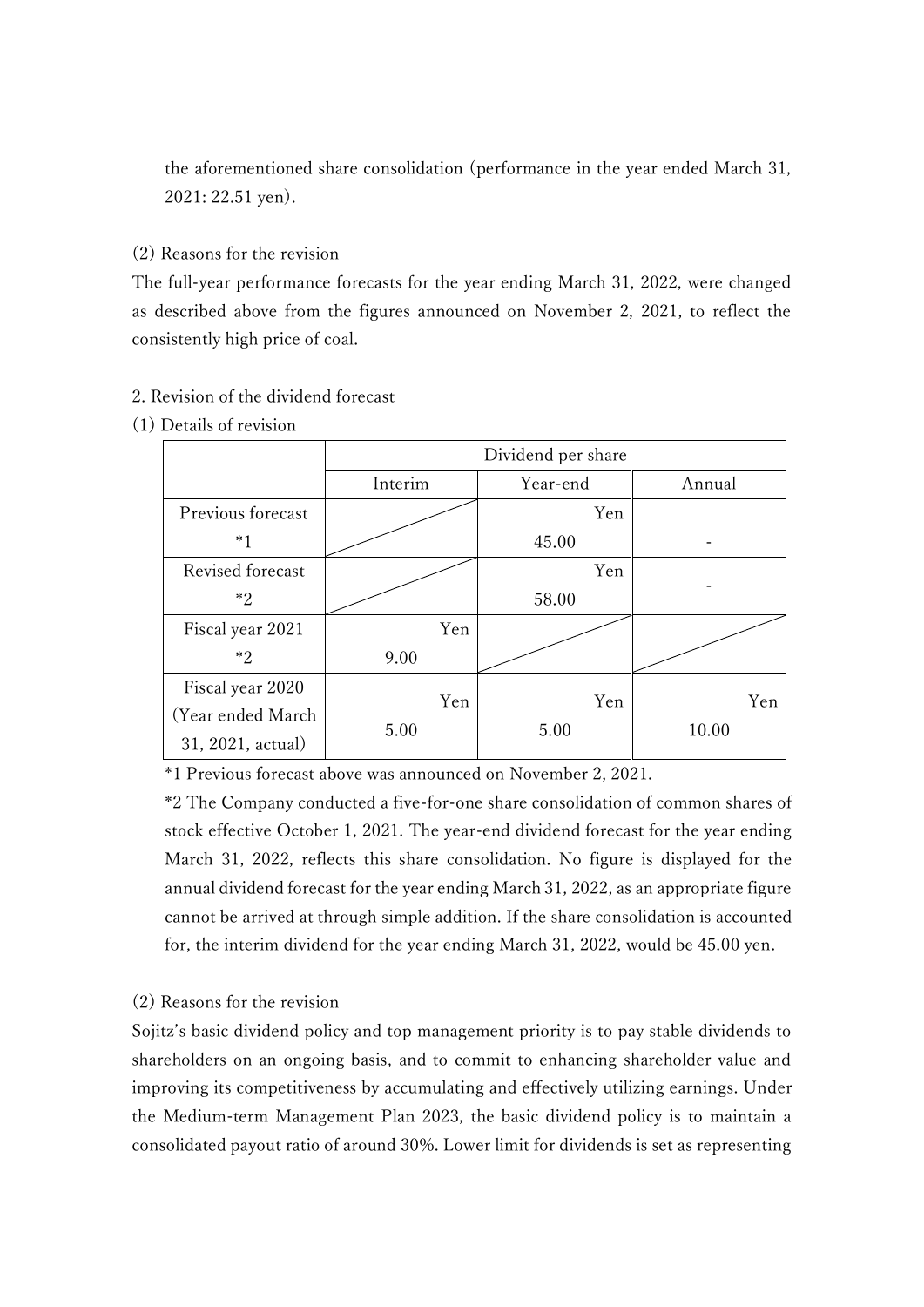the aforementioned share consolidation (performance in the year ended March 31, 2021: 22.51 yen).

(2) Reasons for the revision

The full-year performance forecasts for the year ending March 31, 2022, were changed as described above from the figures announced on November 2, 2021, to reflect the consistently high price of coal.

2. Revision of the dividend forecast

(1) Details of revision

| | Dividend per share | | |
|---|---|---|---|
| | Interim | Year-end | Annual |
| Previous forecast *1 | | Yen 45.00 | - |
| Revised forecast *2 | | Yen 58.00 | - |
| Fiscal year 2021 *2 | Yen 9.00 | | |
| Fiscal year 2020 (Year ended March 31, 2021, actual) | Yen 5.00 | Yen 5.00 | Yen 10.00 |

*1 Previous forecast above was announced on November 2, 2021.

*2 The Company conducted a five-for-one share consolidation of common shares of stock effective October 1, 2021. The year-end dividend forecast for the year ending March 31, 2022, reflects this share consolidation. No figure is displayed for the annual dividend forecast for the year ending March 31, 2022, as an appropriate figure cannot be arrived at through simple addition. If the share consolidation is accounted for, the interim dividend for the year ending March 31, 2022, would be 45.00 yen.

(2) Reasons for the revision

Sojitz's basic dividend policy and top management priority is to pay stable dividends to shareholders on an ongoing basis, and to commit to enhancing shareholder value and improving its competitiveness by accumulating and effectively utilizing earnings. Under the Medium-term Management Plan 2023, the basic dividend policy is to maintain a consolidated payout ratio of around 30%. Lower limit for dividends is set as representing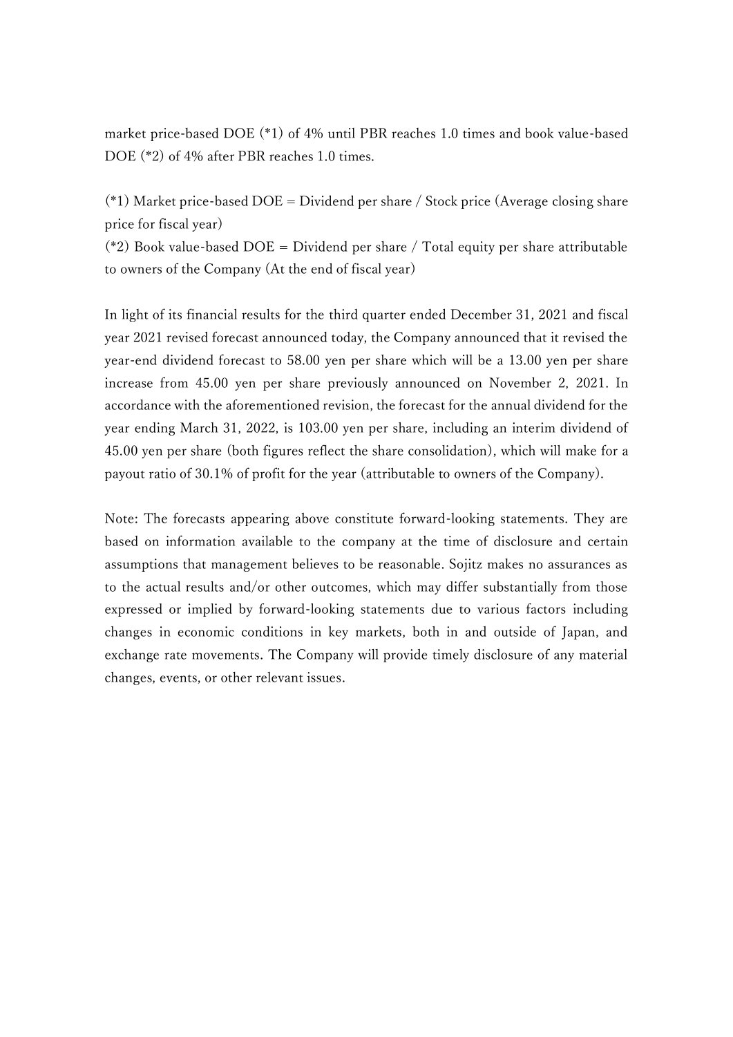market price-based DOE (*1) of 4% until PBR reaches 1.0 times and book value-based DOE (*2) of 4% after PBR reaches 1.0 times.

(*1) Market price-based DOE = Dividend per share / Stock price (Average closing share price for fiscal year)
(*2) Book value-based DOE = Dividend per share / Total equity per share attributable to owners of the Company (At the end of fiscal year)

In light of its financial results for the third quarter ended December 31, 2021 and fiscal year 2021 revised forecast announced today, the Company announced that it revised the year-end dividend forecast to 58.00 yen per share which will be a 13.00 yen per share increase from 45.00 yen per share previously announced on November 2, 2021. In accordance with the aforementioned revision, the forecast for the annual dividend for the year ending March 31, 2022, is 103.00 yen per share, including an interim dividend of 45.00 yen per share (both figures reflect the share consolidation), which will make for a payout ratio of 30.1% of profit for the year (attributable to owners of the Company).

Note: The forecasts appearing above constitute forward-looking statements. They are based on information available to the company at the time of disclosure and certain assumptions that management believes to be reasonable. Sojitz makes no assurances as to the actual results and/or other outcomes, which may differ substantially from those expressed or implied by forward-looking statements due to various factors including changes in economic conditions in key markets, both in and outside of Japan, and exchange rate movements. The Company will provide timely disclosure of any material changes, events, or other relevant issues.